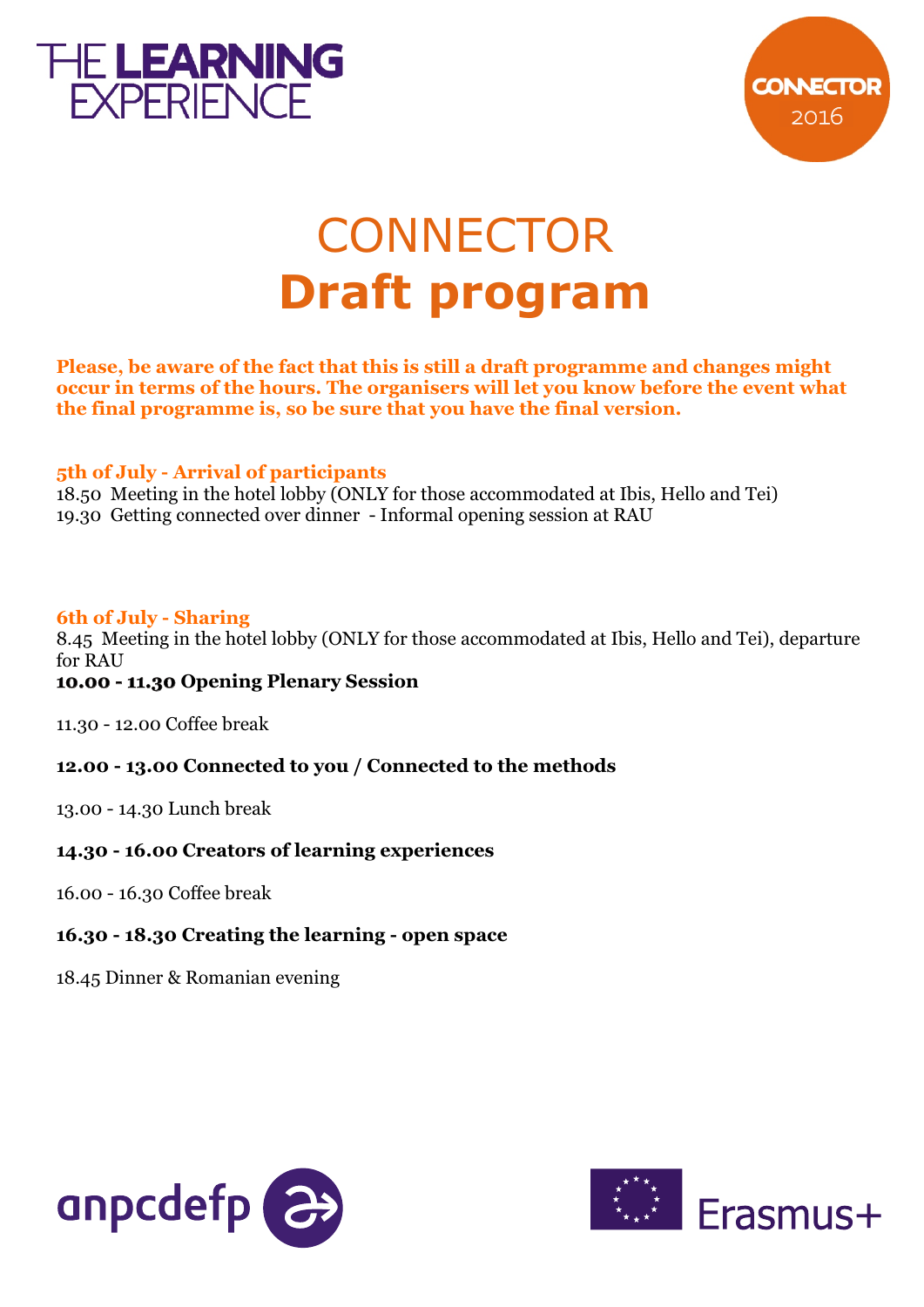# CONNECTOR
# **Draft program**

**Please, be aware of the fact that this is still a draft programme and changes might occur in terms of the hours. The organisers will let you know before the event what the final programme is, so be sure that you have the final version.**

### 5th of July - Arrival of participants

18.50 Meeting in the hotel lobby (ONLY for those accommodated at Ibis, Hello and Tei)
19.30 Getting connected over dinner - Informal opening session at RAU

### 6th of July - Sharing

8.45 Meeting in the hotel lobby (ONLY for those accommodated at Ibis, Hello and Tei), departure for RAU

**10.00 - 11.30 Opening Plenary Session**

11.30 - 12.00 Coffee break

**12.00 - 13.00 Connected to you / Connected to the methods**

13.00 - 14.30 Lunch break

**14.30 - 16.00 Creators of learning experiences**

16.00 - 16.30 Coffee break

**16.30 - 18.30 Creating the learning - open space**

18.45 Dinner & Romanian evening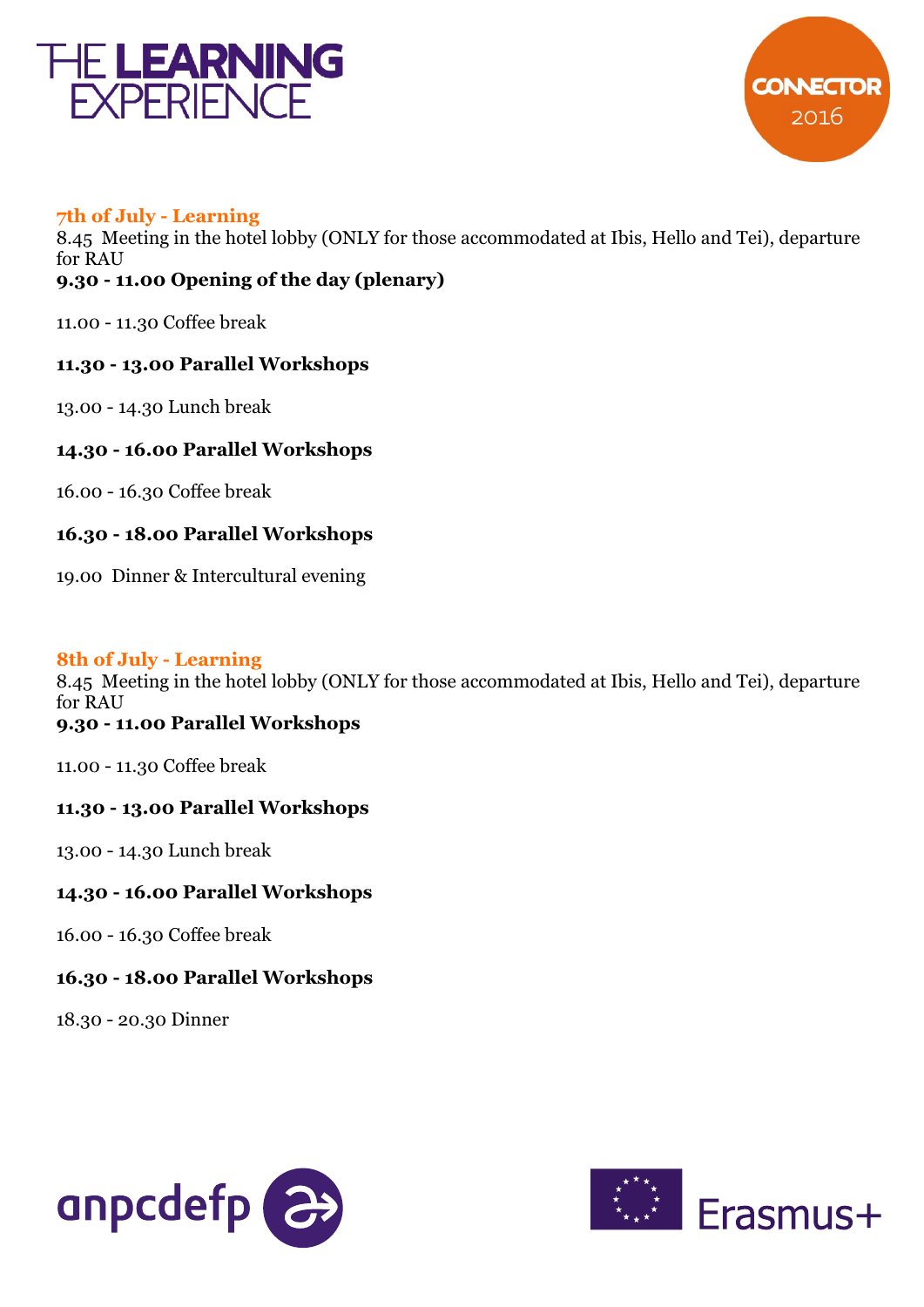## 7th of July - Learning

8.45 Meeting in the hotel lobby (ONLY for those accommodated at Ibis, Hello and Tei), departure for RAU

**9.30 - 11.00 Opening of the day (plenary)**

11.00 - 11.30 Coffee break

**11.30 - 13.00 Parallel Workshops**

13.00 - 14.30 Lunch break

**14.30 - 16.00 Parallel Workshops**

16.00 - 16.30 Coffee break

**16.30 - 18.00 Parallel Workshops**

19.00 Dinner & Intercultural evening

## 8th of July - Learning

8.45 Meeting in the hotel lobby (ONLY for those accommodated at Ibis, Hello and Tei), departure for RAU

**9.30 - 11.00 Parallel Workshops**

11.00 - 11.30 Coffee break

**11.30 - 13.00 Parallel Workshops**

13.00 - 14.30 Lunch break

**14.30 - 16.00 Parallel Workshops**

16.00 - 16.30 Coffee break

**16.30 - 18.00 Parallel Workshops**

18.30 - 20.30 Dinner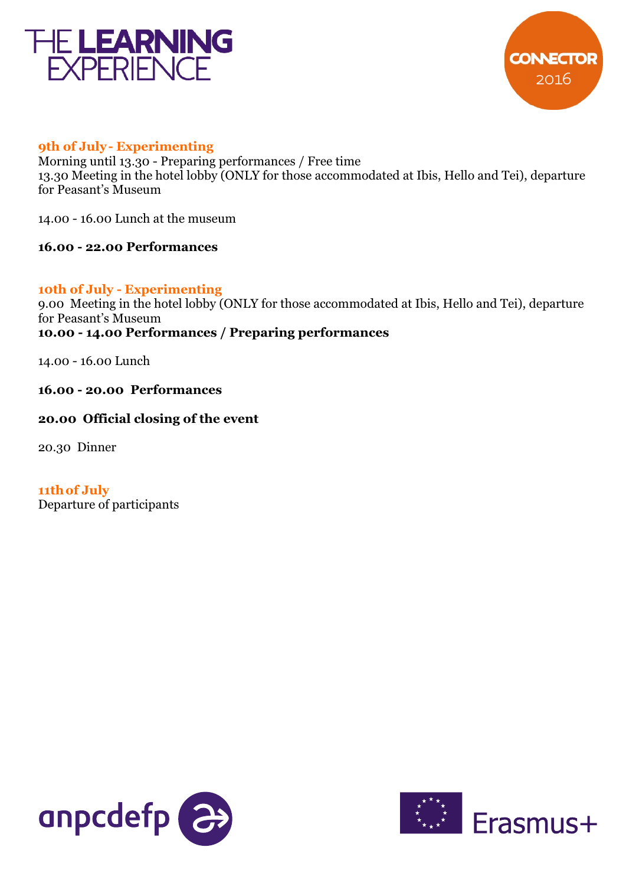### 9th of July - Experimenting

Morning until 13.30 - Preparing performances / Free time
13.30 Meeting in the hotel lobby (ONLY for those accommodated at Ibis, Hello and Tei), departure for Peasant's Museum

14.00 - 16.00 Lunch at the museum

**16.00 - 22.00 Performances**

### 10th of July - Experimenting

9.00 Meeting in the hotel lobby (ONLY for those accommodated at Ibis, Hello and Tei), departure for Peasant's Museum
**10.00 - 14.00 Performances / Preparing performances**

14.00 - 16.00 Lunch

**16.00 - 20.00 Performances**

**20.00 Official closing of the event**

20.30 Dinner

### 11th of July

Departure of participants